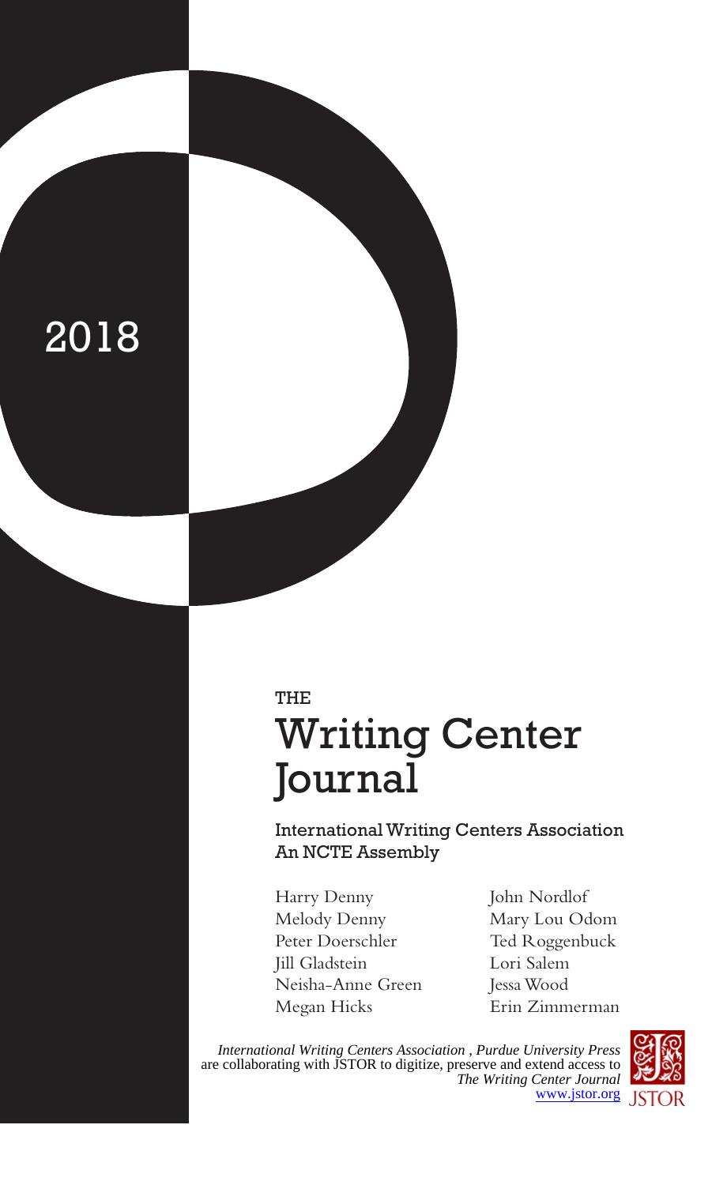2018

THE

# Writing Center Journal

International Writing Centers Association
An NCTE Assembly

Harry Denny
Melody Denny
Peter Doerschler
Jill Gladstein
Neisha-Anne Green
Megan Hicks
John Nordlof
Mary Lou Odom
Ted Roggenbuck
Lori Salem
Jessa Wood
Erin Zimmerman

*International Writing Centers Association , Purdue University Press* are collaborating with JSTOR to digitize, preserve and extend access to *The Writing Center Journal*
www.jstor.org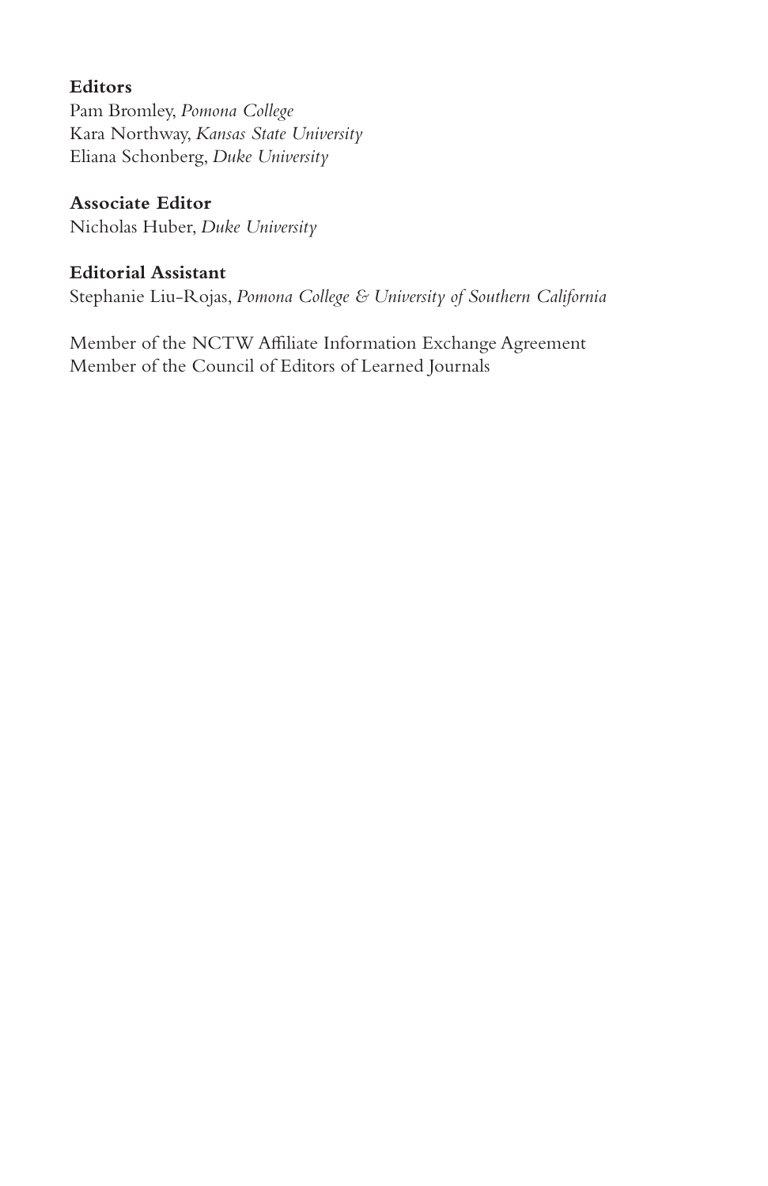**Editors**

Pam Bromley, *Pomona College*
Kara Northway, *Kansas State University*
Eliana Schonberg, *Duke University*

**Associate Editor**

Nicholas Huber, *Duke University*

**Editorial Assistant**

Stephanie Liu-Rojas, *Pomona College & University of Southern California*

Member of the NCTW Affiliate Information Exchange Agreement
Member of the Council of Editors of Learned Journals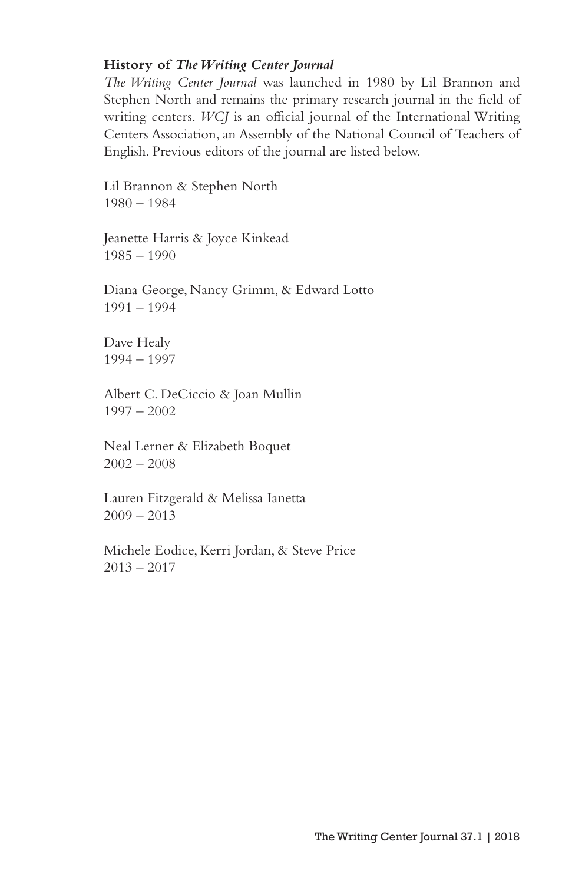**History of *The Writing Center Journal***

*The Writing Center Journal* was launched in 1980 by Lil Brannon and Stephen North and remains the primary research journal in the field of writing centers. *WCJ* is an official journal of the International Writing Centers Association, an Assembly of the National Council of Teachers of English. Previous editors of the journal are listed below.

Lil Brannon & Stephen North
1980 – 1984

Jeanette Harris & Joyce Kinkead
1985 – 1990

Diana George, Nancy Grimm, & Edward Lotto
1991 – 1994

Dave Healy
1994 – 1997

Albert C. DeCiccio & Joan Mullin
1997 – 2002

Neal Lerner & Elizabeth Boquet
2002 – 2008

Lauren Fitzgerald & Melissa Ianetta
2009 – 2013

Michele Eodice, Kerri Jordan, & Steve Price
2013 – 2017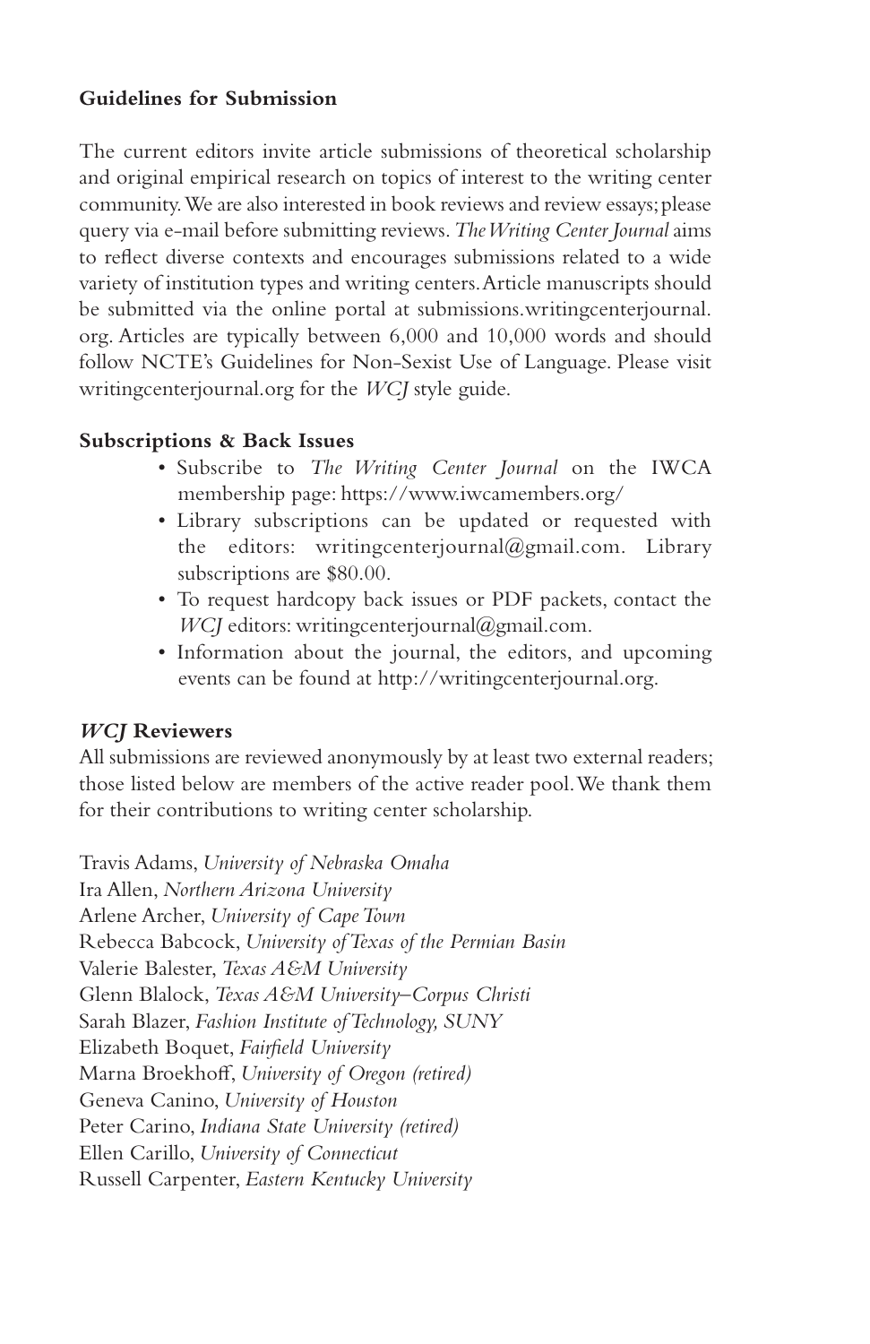## Guidelines for Submission

The current editors invite article submissions of theoretical scholarship and original empirical research on topics of interest to the writing center community. We are also interested in book reviews and review essays; please query via e-mail before submitting reviews. *The Writing Center Journal* aims to reflect diverse contexts and encourages submissions related to a wide variety of institution types and writing centers. Article manuscripts should be submitted via the online portal at submissions.writingcenterjournal.org. Articles are typically between 6,000 and 10,000 words and should follow NCTE's Guidelines for Non-Sexist Use of Language. Please visit writingcenterjournal.org for the *WCJ* style guide.

## Subscriptions & Back Issues

- Subscribe to *The Writing Center Journal* on the IWCA membership page: https://www.iwcamembers.org/
- Library subscriptions can be updated or requested with the editors: writingcenterjournal@gmail.com. Library subscriptions are $80.00.
- To request hardcopy back issues or PDF packets, contact the *WCJ* editors: writingcenterjournal@gmail.com.
- Information about the journal, the editors, and upcoming events can be found at http://writingcenterjournal.org.

## *WCJ* Reviewers

All submissions are reviewed anonymously by at least two external readers; those listed below are members of the active reader pool. We thank them for their contributions to writing center scholarship.

Travis Adams, *University of Nebraska Omaha*
Ira Allen, *Northern Arizona University*
Arlene Archer, *University of Cape Town*
Rebecca Babcock, *University of Texas of the Permian Basin*
Valerie Balester, *Texas A&M University*
Glenn Blalock, *Texas A&M University–Corpus Christi*
Sarah Blazer, *Fashion Institute of Technology, SUNY*
Elizabeth Boquet, *Fairfield University*
Marna Broekhoff, *University of Oregon (retired)*
Geneva Canino, *University of Houston*
Peter Carino, *Indiana State University (retired)*
Ellen Carillo, *University of Connecticut*
Russell Carpenter, *Eastern Kentucky University*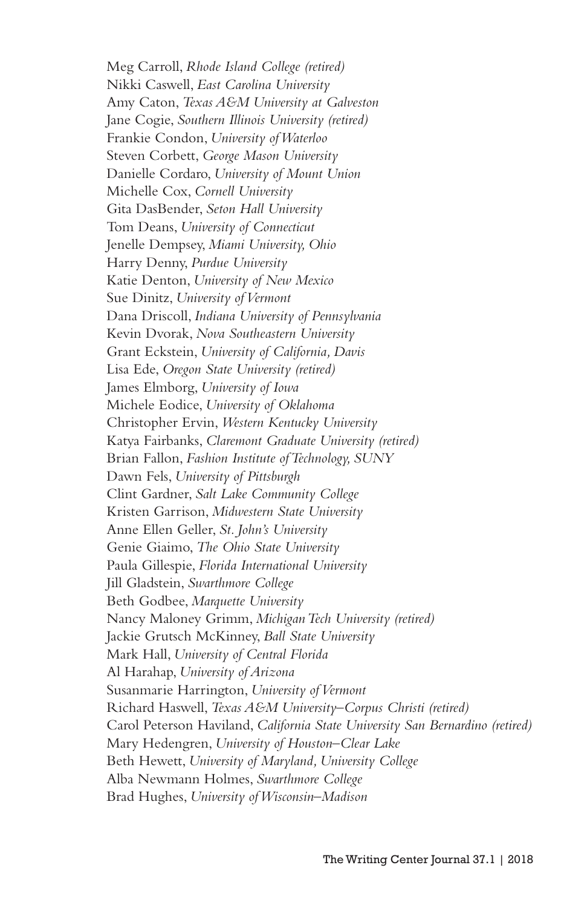Meg Carroll, *Rhode Island College (retired)*
Nikki Caswell, *East Carolina University*
Amy Caton, *Texas A&M University at Galveston*
Jane Cogie, *Southern Illinois University (retired)*
Frankie Condon, *University of Waterloo*
Steven Corbett, *George Mason University*
Danielle Cordaro, *University of Mount Union*
Michelle Cox, *Cornell University*
Gita DasBender, *Seton Hall University*
Tom Deans, *University of Connecticut*
Jenelle Dempsey, *Miami University, Ohio*
Harry Denny, *Purdue University*
Katie Denton, *University of New Mexico*
Sue Dinitz, *University of Vermont*
Dana Driscoll, *Indiana University of Pennsylvania*
Kevin Dvorak, *Nova Southeastern University*
Grant Eckstein, *University of California, Davis*
Lisa Ede, *Oregon State University (retired)*
James Elmborg, *University of Iowa*
Michele Eodice, *University of Oklahoma*
Christopher Ervin, *Western Kentucky University*
Katya Fairbanks, *Claremont Graduate University (retired)*
Brian Fallon, *Fashion Institute of Technology, SUNY*
Dawn Fels, *University of Pittsburgh*
Clint Gardner, *Salt Lake Community College*
Kristen Garrison, *Midwestern State University*
Anne Ellen Geller, *St. John's University*
Genie Giaimo, *The Ohio State University*
Paula Gillespie, *Florida International University*
Jill Gladstein, *Swarthmore College*
Beth Godbee, *Marquette University*
Nancy Maloney Grimm, *Michigan Tech University (retired)*
Jackie Grutsch McKinney, *Ball State University*
Mark Hall, *University of Central Florida*
Al Harahap, *University of Arizona*
Susanmarie Harrington, *University of Vermont*
Richard Haswell, *Texas A&M University–Corpus Christi (retired)*
Carol Peterson Haviland, *California State University San Bernardino (retired)*
Mary Hedengren, *University of Houston–Clear Lake*
Beth Hewett, *University of Maryland, University College*
Alba Newmann Holmes, *Swarthmore College*
Brad Hughes, *University of Wisconsin–Madison*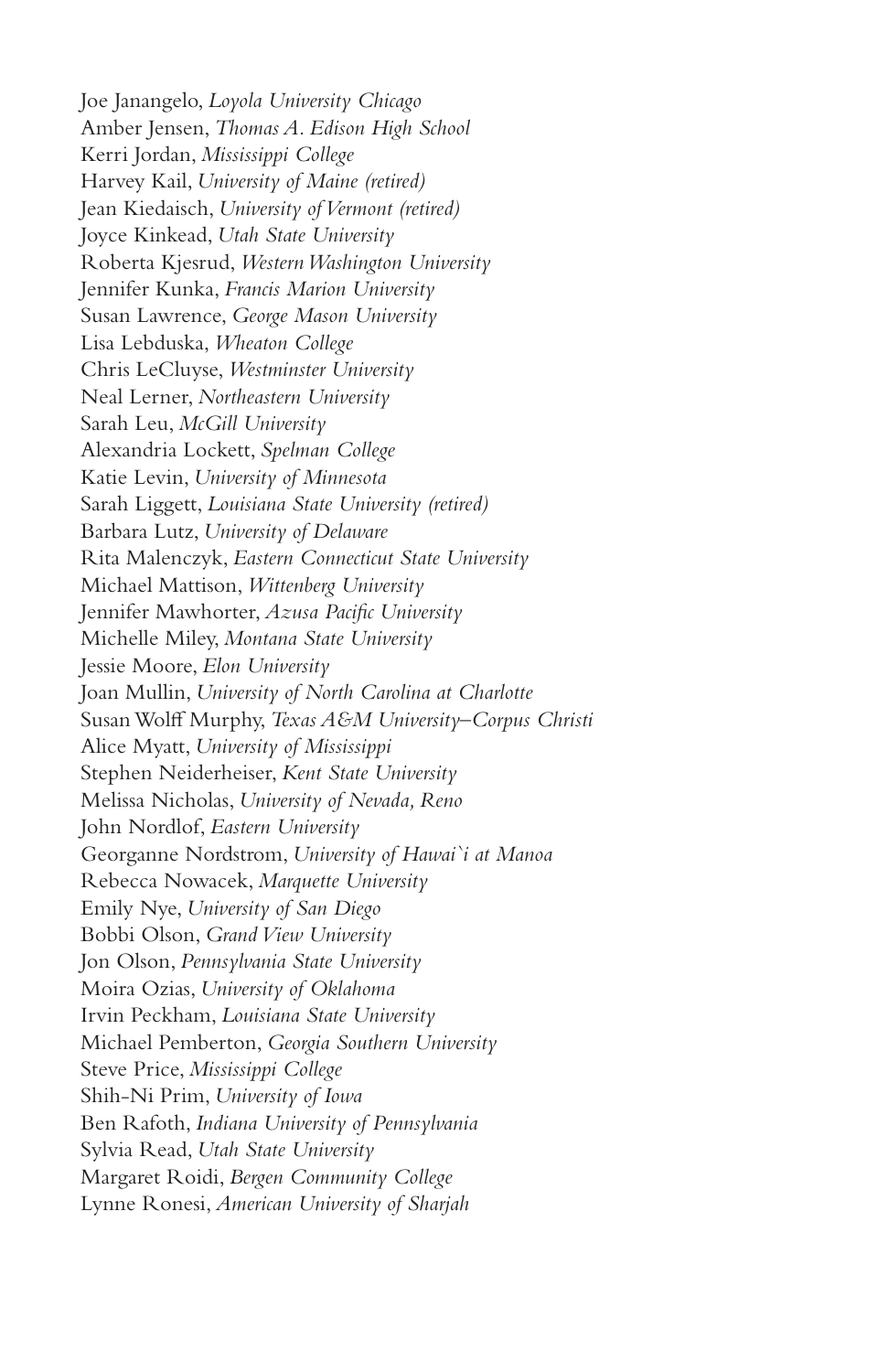Joe Janangelo, *Loyola University Chicago*
Amber Jensen, *Thomas A. Edison High School*
Kerri Jordan, *Mississippi College*
Harvey Kail, *University of Maine (retired)*
Jean Kiedaisch, *University of Vermont (retired)*
Joyce Kinkead, *Utah State University*
Roberta Kjesrud, *Western Washington University*
Jennifer Kunka, *Francis Marion University*
Susan Lawrence, *George Mason University*
Lisa Lebduska, *Wheaton College*
Chris LeCluyse, *Westminster University*
Neal Lerner, *Northeastern University*
Sarah Leu, *McGill University*
Alexandria Lockett, *Spelman College*
Katie Levin, *University of Minnesota*
Sarah Liggett, *Louisiana State University (retired)*
Barbara Lutz, *University of Delaware*
Rita Malenczyk, *Eastern Connecticut State University*
Michael Mattison, *Wittenberg University*
Jennifer Mawhorter, *Azusa Pacific University*
Michelle Miley, *Montana State University*
Jessie Moore, *Elon University*
Joan Mullin, *University of North Carolina at Charlotte*
Susan Wolff Murphy, *Texas A&M University–Corpus Christi*
Alice Myatt, *University of Mississippi*
Stephen Neiderheiser, *Kent State University*
Melissa Nicholas, *University of Nevada, Reno*
John Nordlof, *Eastern University*
Georganne Nordstrom, *University of Hawai`i at Manoa*
Rebecca Nowacek, *Marquette University*
Emily Nye, *University of San Diego*
Bobbi Olson, *Grand View University*
Jon Olson, *Pennsylvania State University*
Moira Ozias, *University of Oklahoma*
Irvin Peckham, *Louisiana State University*
Michael Pemberton, *Georgia Southern University*
Steve Price, *Mississippi College*
Shih-Ni Prim, *University of Iowa*
Ben Rafoth, *Indiana University of Pennsylvania*
Sylvia Read, *Utah State University*
Margaret Roidi, *Bergen Community College*
Lynne Ronesi, *American University of Sharjah*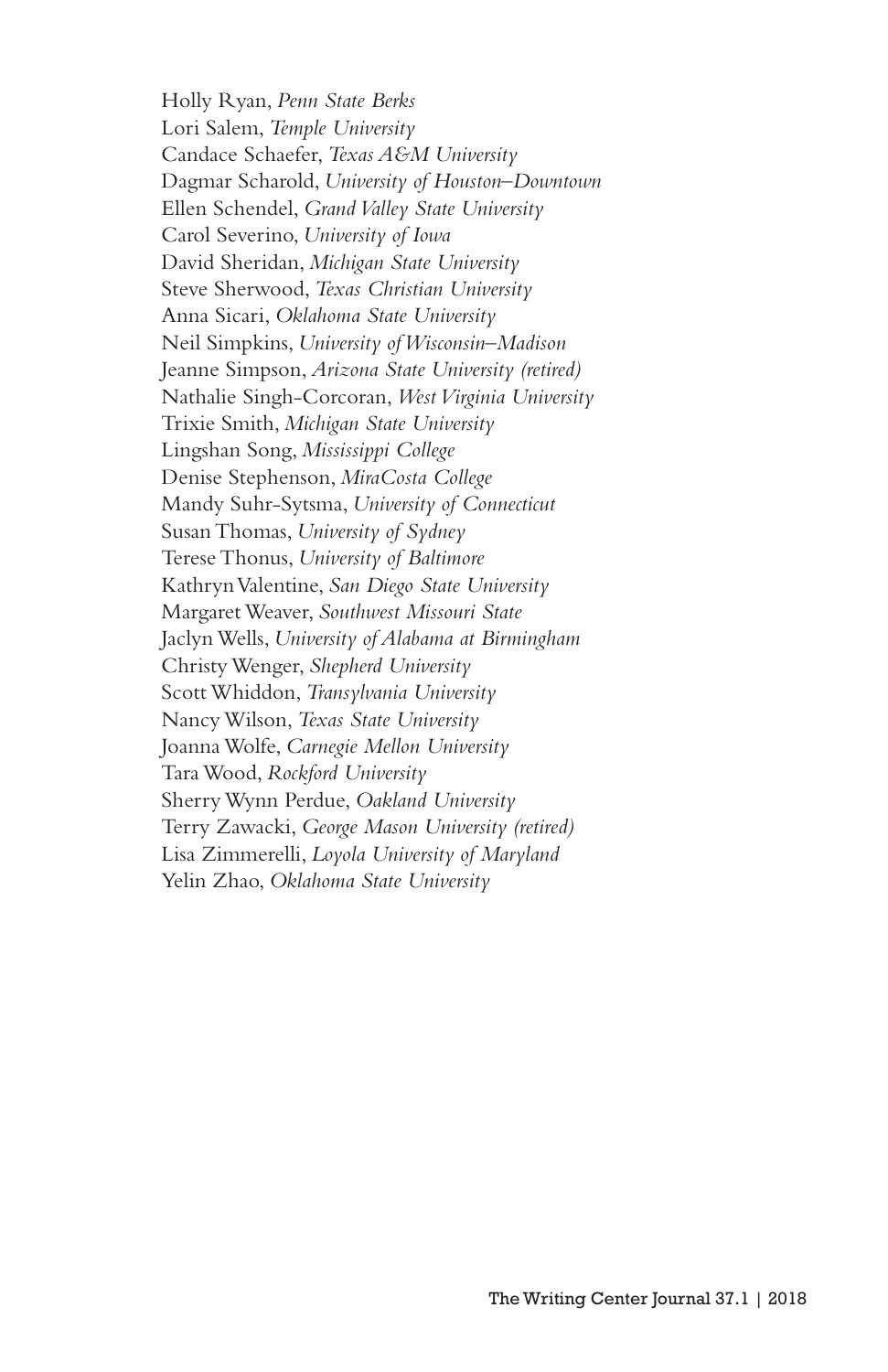Holly Ryan, *Penn State Berks*
Lori Salem, *Temple University*
Candace Schaefer, *Texas A&M University*
Dagmar Scharold, *University of Houston–Downtown*
Ellen Schendel, *Grand Valley State University*
Carol Severino, *University of Iowa*
David Sheridan, *Michigan State University*
Steve Sherwood, *Texas Christian University*
Anna Sicari, *Oklahoma State University*
Neil Simpkins, *University of Wisconsin–Madison*
Jeanne Simpson, *Arizona State University (retired)*
Nathalie Singh-Corcoran, *West Virginia University*
Trixie Smith, *Michigan State University*
Lingshan Song, *Mississippi College*
Denise Stephenson, *MiraCosta College*
Mandy Suhr-Sytsma, *University of Connecticut*
Susan Thomas, *University of Sydney*
Terese Thonus, *University of Baltimore*
Kathryn Valentine, *San Diego State University*
Margaret Weaver, *Southwest Missouri State*
Jaclyn Wells, *University of Alabama at Birmingham*
Christy Wenger, *Shepherd University*
Scott Whiddon, *Transylvania University*
Nancy Wilson, *Texas State University*
Joanna Wolfe, *Carnegie Mellon University*
Tara Wood, *Rockford University*
Sherry Wynn Perdue, *Oakland University*
Terry Zawacki, *George Mason University (retired)*
Lisa Zimmerelli, *Loyola University of Maryland*
Yelin Zhao, *Oklahoma State University*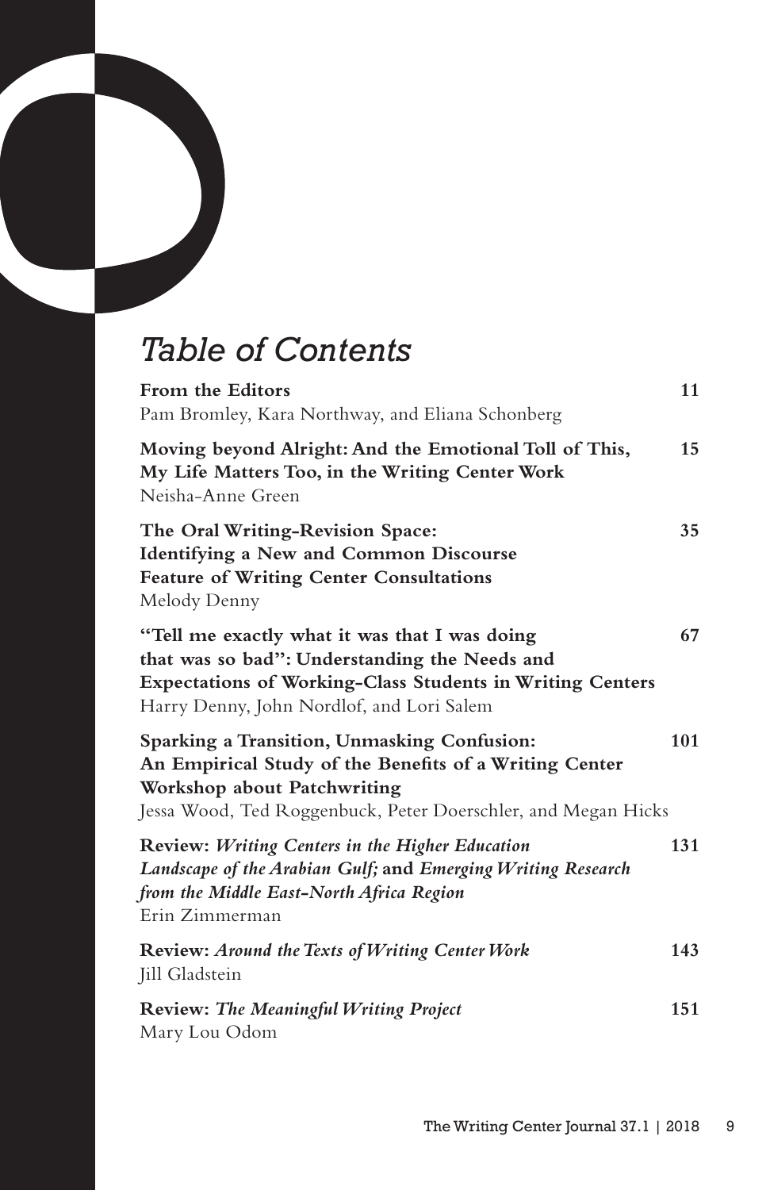# *Table of Contents*

**From the Editors** 11
Pam Bromley, Kara Northway, and Eliana Schonberg

**Moving beyond Alright: And the Emotional Toll of This, My Life Matters Too, in the Writing Center Work** 15
Neisha-Anne Green

**The Oral Writing-Revision Space: Identifying a New and Common Discourse Feature of Writing Center Consultations** 35
Melody Denny

**"Tell me exactly what it was that I was doing that was so bad": Understanding the Needs and Expectations of Working-Class Students in Writing Centers** 67
Harry Denny, John Nordlof, and Lori Salem

**Sparking a Transition, Unmasking Confusion: An Empirical Study of the Benefits of a Writing Center Workshop about Patchwriting** 101
Jessa Wood, Ted Roggenbuck, Peter Doerschler, and Megan Hicks

**Review:** ***Writing Centers in the Higher Education Landscape of the Arabian Gulf;*** **and** ***Emerging Writing Research from the Middle East-North Africa Region*** 131
Erin Zimmerman

**Review:** ***Around the Texts of Writing Center Work*** 143
Jill Gladstein

**Review:** ***The Meaningful Writing Project*** 151
Mary Lou Odom